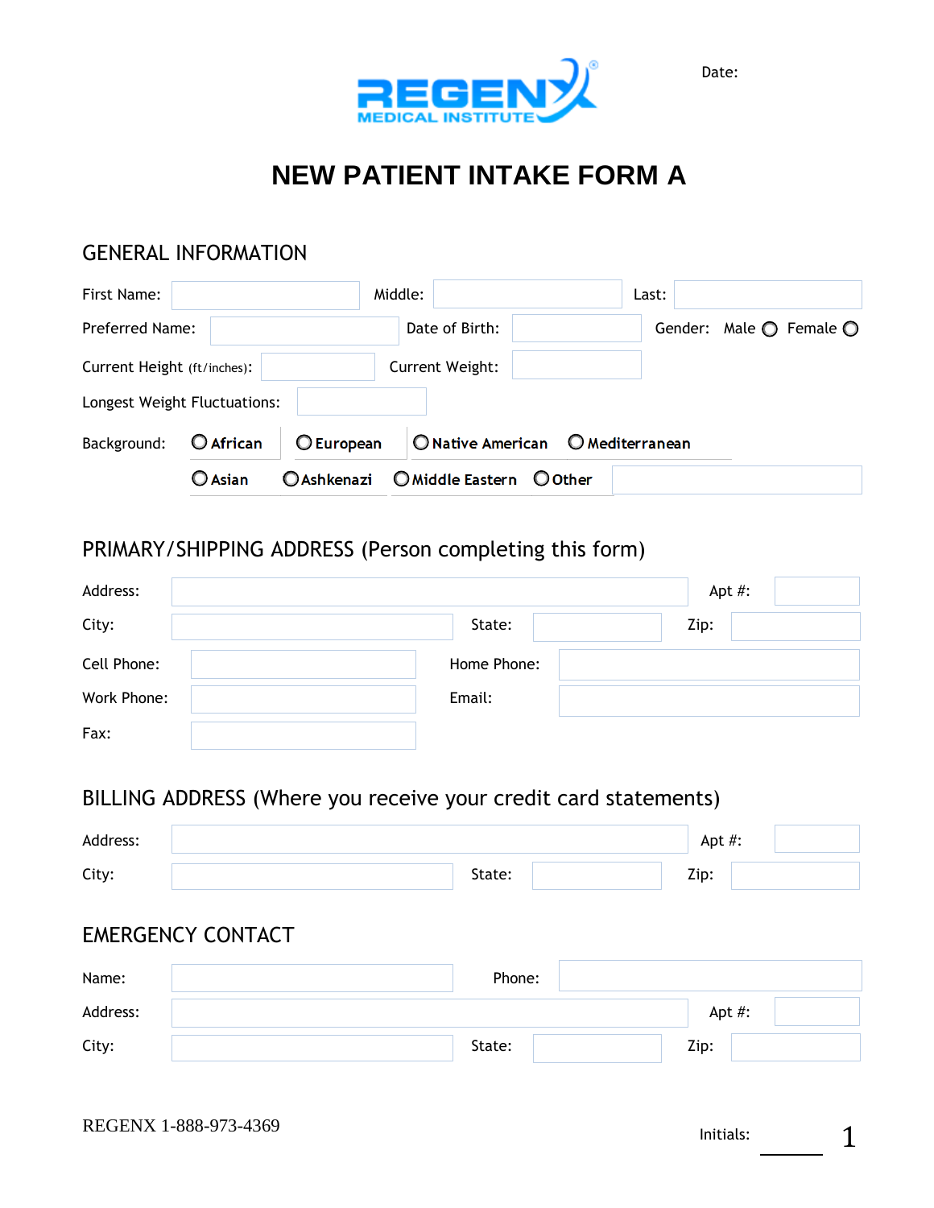REGENX MEDICAL INSTITUTE

Date:

# NEW PATIENT INTAKE FORM A

## GENERAL INFORMATION

First Name: ________ Middle: ________ Last: ________

Preferred Name: ________ Date of Birth: ________ Gender: Male ○ Female ○

Current Height (ft/inches): ________ Current Weight: ________

Longest Weight Fluctuations: ________

Background: ○ African ○ European ○ Native American ○ Mediterranean ○ Asian ○ Ashkenazi ○ Middle Eastern ○ Other ________

## PRIMARY/SHIPPING ADDRESS (Person completing this form)

Address: ________ Apt #: ________

City: ________ State: ________ Zip: ________

Cell Phone: ________ Home Phone: ________

Work Phone: ________ Email: ________

Fax: ________

## BILLING ADDRESS (Where you receive your credit card statements)

Address: ________ Apt #: ________

City: ________ State: ________ Zip: ________

## EMERGENCY CONTACT

Name: ________ Phone: ________

Address: ________ Apt #: ________

City: ________ State: ________ Zip: ________

REGENX 1-888-973-4369

Initials: ________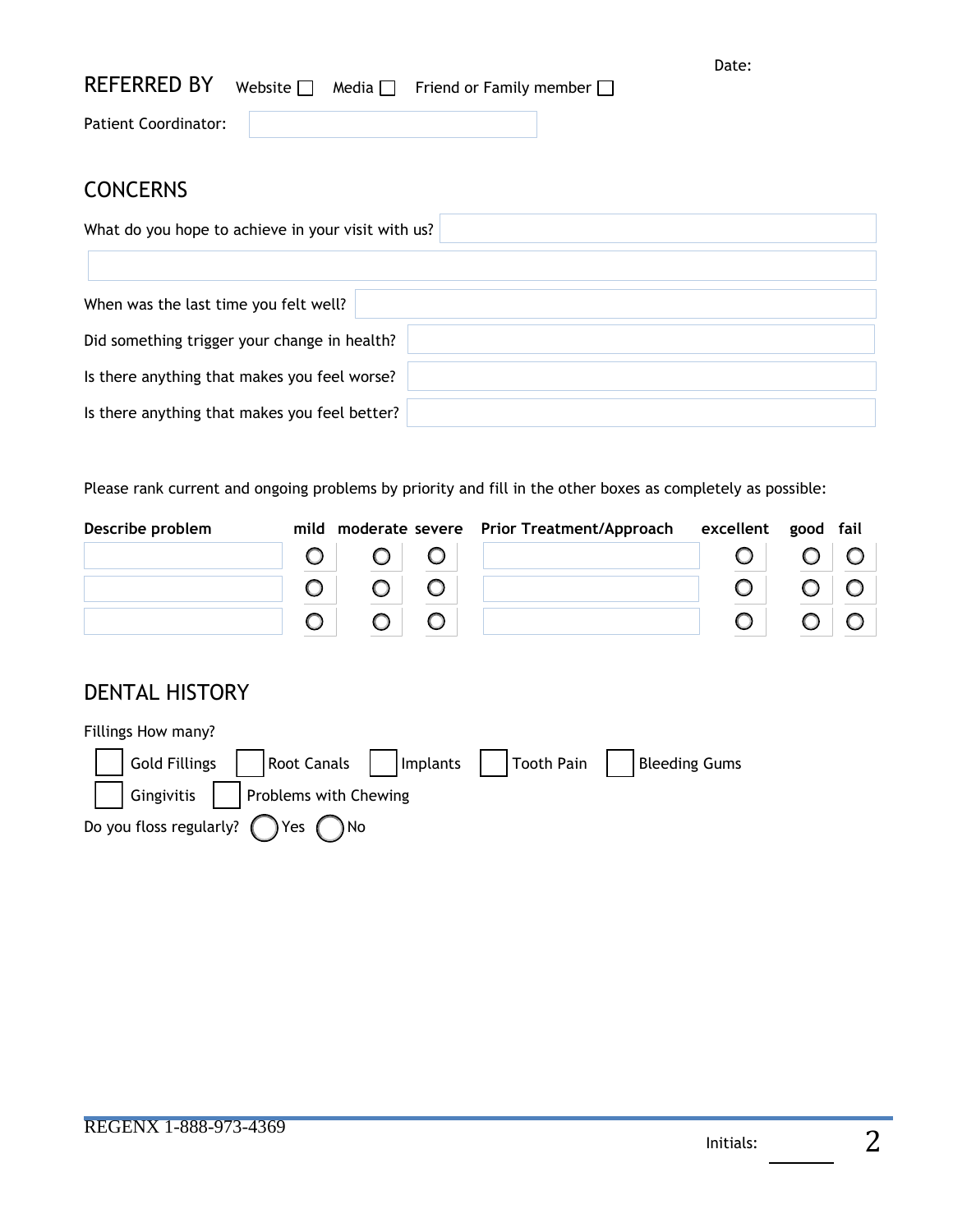Date:

## REFERRED BY

Website ☐ Media ☐ Friend or Family member ☐

Patient Coordinator:

## CONCERNS

What do you hope to achieve in your visit with us?

When was the last time you felt well?

Did something trigger your change in health?

Is there anything that makes you feel worse?

Is there anything that makes you feel better?

Please rank current and ongoing problems by priority and fill in the other boxes as completely as possible:

| Describe problem | mild | moderate | severe | Prior Treatment/Approach | excellent | good | fail |
|---|---|---|---|---|---|---|---|
| | ○ | ○ | ○ | | ○ | ○ | ○ |
| | ○ | ○ | ○ | | ○ | ○ | ○ |
| | ○ | ○ | ○ | | ○ | ○ | ○ |

## DENTAL HISTORY

Fillings How many?

☐ Gold Fillings ☐ Root Canals ☐ Implants ☐ Tooth Pain ☐ Bleeding Gums

☐ Gingivitis ☐ Problems with Chewing

Do you floss regularly? ○ Yes ○ No

REGENX 1-888-973-4369

Initials: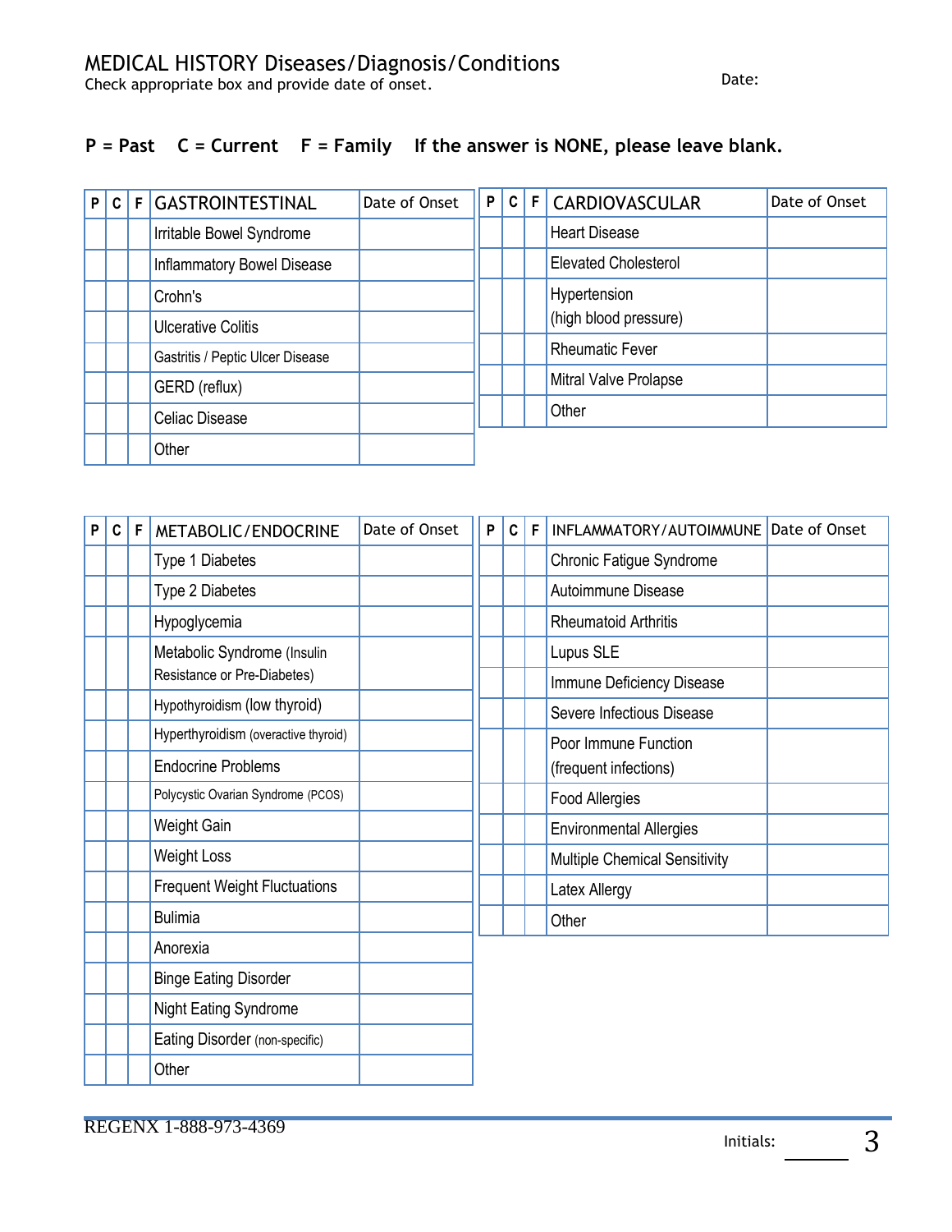# MEDICAL HISTORY Diseases/Diagnosis/Conditions

Check appropriate box and provide date of onset.

Date:

**P = Past C = Current F = Family If the answer is NONE, please leave blank.**

| P | C | F | GASTROINTESTINAL | Date of Onset |
|---|---|---|---|---|
| | | | Irritable Bowel Syndrome | |
| | | | Inflammatory Bowel Disease | |
| | | | Crohn's | |
| | | | Ulcerative Colitis | |
| | | | Gastritis / Peptic Ulcer Disease | |
| | | | GERD (reflux) | |
| | | | Celiac Disease | |
| | | | Other | |

| P | C | F | CARDIOVASCULAR | Date of Onset |
|---|---|---|---|---|
| | | | Heart Disease | |
| | | | Elevated Cholesterol | |
| | | | Hypertension (high blood pressure) | |
| | | | Rheumatic Fever | |
| | | | Mitral Valve Prolapse | |
| | | | Other | |

| P | C | F | METABOLIC/ENDOCRINE | Date of Onset |
|---|---|---|---|---|
| | | | Type 1 Diabetes | |
| | | | Type 2 Diabetes | |
| | | | Hypoglycemia | |
| | | | Metabolic Syndrome (Insulin Resistance or Pre-Diabetes) | |
| | | | Hypothyroidism (low thyroid) | |
| | | | Hyperthyroidism (overactive thyroid) | |
| | | | Endocrine Problems | |
| | | | Polycystic Ovarian Syndrome (PCOS) | |
| | | | Weight Gain | |
| | | | Weight Loss | |
| | | | Frequent Weight Fluctuations | |
| | | | Bulimia | |
| | | | Anorexia | |
| | | | Binge Eating Disorder | |
| | | | Night Eating Syndrome | |
| | | | Eating Disorder (non-specific) | |
| | | | Other | |

| P | C | F | INFLAMMATORY/AUTOIMMUNE | Date of Onset |
|---|---|---|---|---|
| | | | Chronic Fatigue Syndrome | |
| | | | Autoimmune Disease | |
| | | | Rheumatoid Arthritis | |
| | | | Lupus SLE | |
| | | | Immune Deficiency Disease | |
| | | | Severe Infectious Disease | |
| | | | Poor Immune Function (frequent infections) | |
| | | | Food Allergies | |
| | | | Environmental Allergies | |
| | | | Multiple Chemical Sensitivity | |
| | | | Latex Allergy | |
| | | | Other | |

REGENX 1-888-973-4369

Initials: ________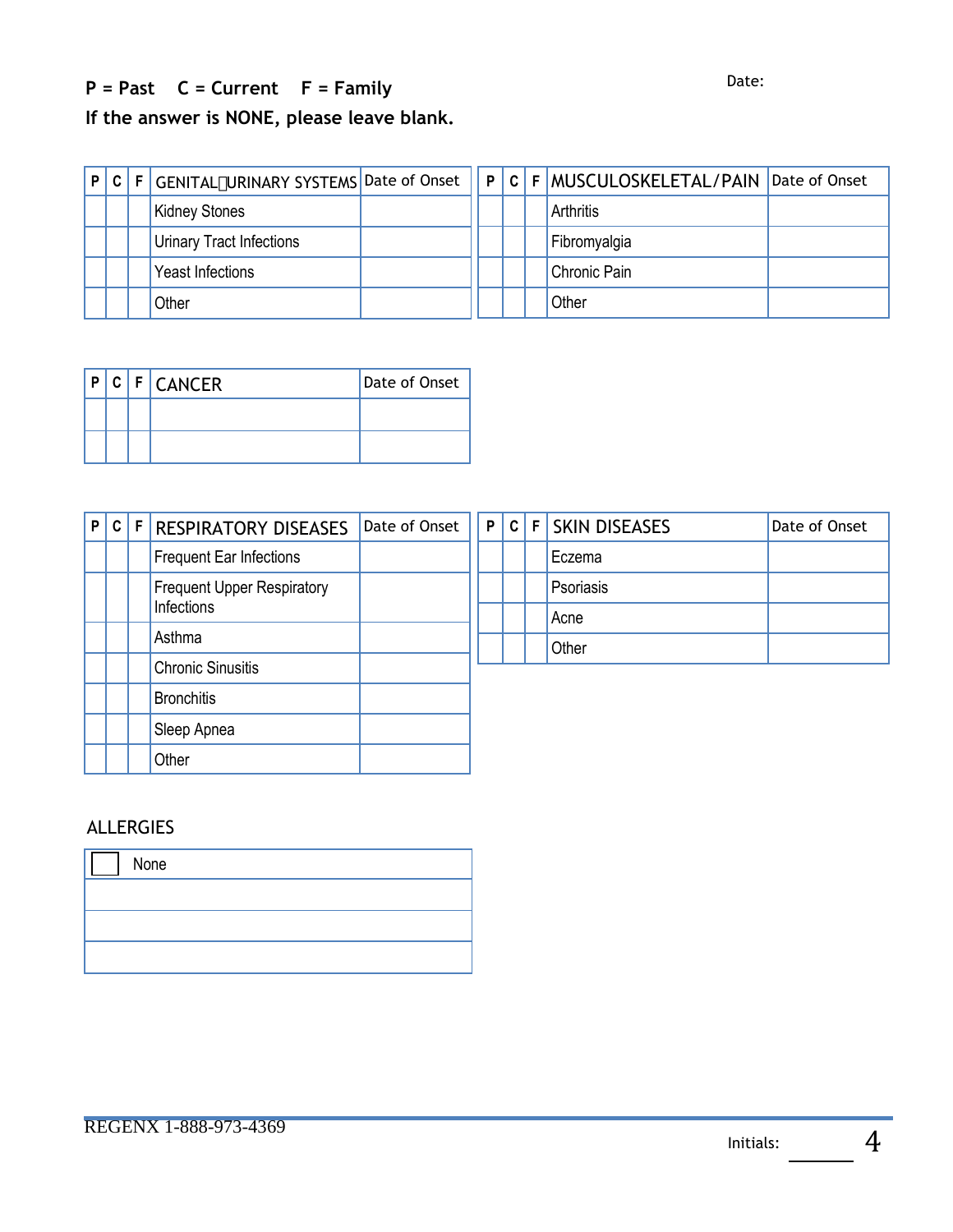**P = Past C = Current F = Family**

**If the answer is NONE, please leave blank.**

Date:

| P | C | F | GENITAL URINARY SYSTEMS | Date of Onset |
|---|---|---|---|---|
| | | | Kidney Stones | |
| | | | Urinary Tract Infections | |
| | | | Yeast Infections | |
| | | | Other | |

| P | C | F | MUSCULOSKELETAL/PAIN | Date of Onset |
|---|---|---|---|---|
| | | | Arthritis | |
| | | | Fibromyalgia | |
| | | | Chronic Pain | |
| | | | Other | |

| P | C | F | CANCER | Date of Onset |
|---|---|---|---|---|
| | | | | |
| | | | | |

| P | C | F | RESPIRATORY DISEASES | Date of Onset |
|---|---|---|---|---|
| | | | Frequent Ear Infections | |
| | | | Frequent Upper Respiratory Infections | |
| | | | Asthma | |
| | | | Chronic Sinusitis | |
| | | | Bronchitis | |
| | | | Sleep Apnea | |
| | | | Other | |

| P | C | F | SKIN DISEASES | Date of Onset |
|---|---|---|---|---|
| | | | Eczema | |
| | | | Psoriasis | |
| | | | Acne | |
| | | | Other | |

ALLERGIES

| ☐ None |
|---|
| |
| |
| |

REGENX 1-888-973-4369

Initials: ______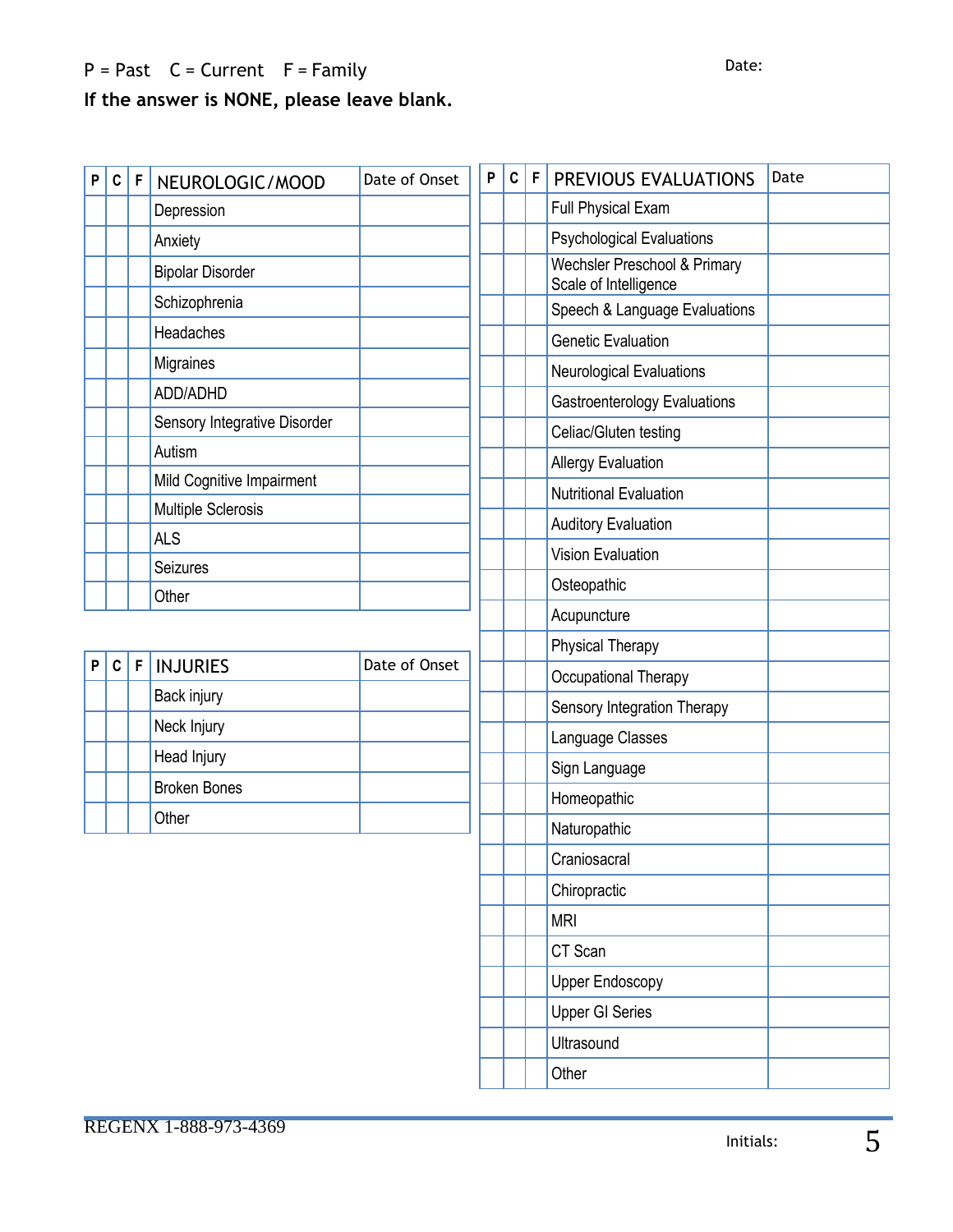P = Past    C = Current    F = Family

Date:

**If the answer is NONE, please leave blank.**

| P | C | F | NEUROLOGIC/MOOD | Date of Onset |
|---|---|---|---|---|
| | | | Depression | |
| | | | Anxiety | |
| | | | Bipolar Disorder | |
| | | | Schizophrenia | |
| | | | Headaches | |
| | | | Migraines | |
| | | | ADD/ADHD | |
| | | | Sensory Integrative Disorder | |
| | | | Autism | |
| | | | Mild Cognitive Impairment | |
| | | | Multiple Sclerosis | |
| | | | ALS | |
| | | | Seizures | |
| | | | Other | |

| P | C | F | INJURIES | Date of Onset |
|---|---|---|---|---|
| | | | Back injury | |
| | | | Neck Injury | |
| | | | Head Injury | |
| | | | Broken Bones | |
| | | | Other | |

| P | C | F | PREVIOUS EVALUATIONS | Date |
|---|---|---|---|---|
| | | | Full Physical Exam | |
| | | | Psychological Evaluations | |
| | | | Wechsler Preschool & Primary Scale of Intelligence | |
| | | | Speech & Language Evaluations | |
| | | | Genetic Evaluation | |
| | | | Neurological Evaluations | |
| | | | Gastroenterology Evaluations | |
| | | | Celiac/Gluten testing | |
| | | | Allergy Evaluation | |
| | | | Nutritional Evaluation | |
| | | | Auditory Evaluation | |
| | | | Vision Evaluation | |
| | | | Osteopathic | |
| | | | Acupuncture | |
| | | | Physical Therapy | |
| | | | Occupational Therapy | |
| | | | Sensory Integration Therapy | |
| | | | Language Classes | |
| | | | Sign Language | |
| | | | Homeopathic | |
| | | | Naturopathic | |
| | | | Craniosacral | |
| | | | Chiropractic | |
| | | | MRI | |
| | | | CT Scan | |
| | | | Upper Endoscopy | |
| | | | Upper GI Series | |
| | | | Ultrasound | |
| | | | Other | |

REGENX 1-888-973-4369

Initials: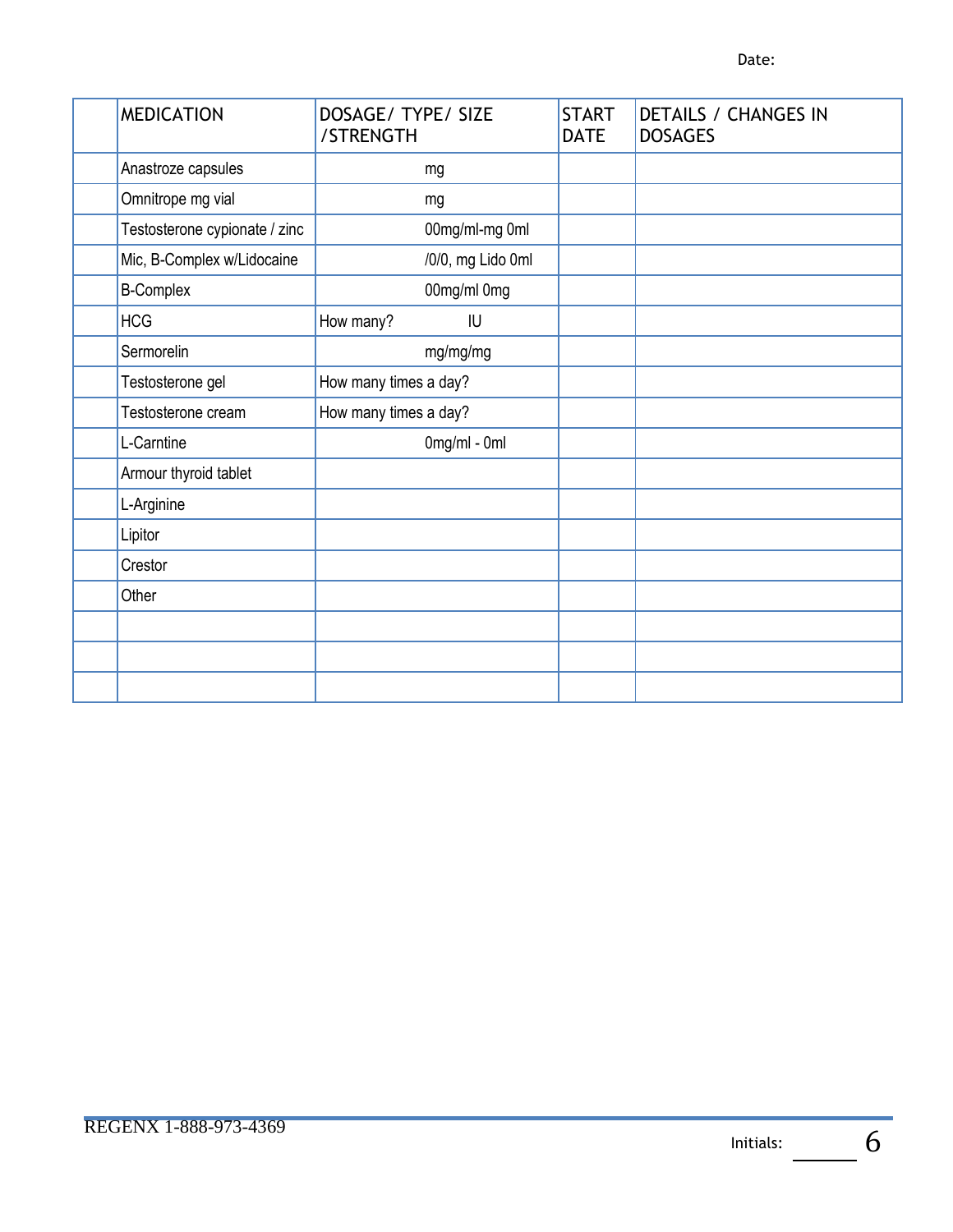Date:

| | MEDICATION | DOSAGE/ TYPE/ SIZE /STRENGTH | START DATE | DETAILS / CHANGES IN DOSAGES |
|---|---|---|---|---|
| | Anastroze capsules | mg | | |
| | Omnitrope mg vial | mg | | |
| | Testosterone cypionate / zinc | 00mg/ml-mg 0ml | | |
| | Mic, B-Complex w/Lidocaine | /0/0, mg Lido 0ml | | |
| | B-Complex | 00mg/ml 0mg | | |
| | HCG | How many? IU | | |
| | Sermorelin | mg/mg/mg | | |
| | Testosterone gel | How many times a day? | | |
| | Testosterone cream | How many times a day? | | |
| | L-Carntine | 0mg/ml - 0ml | | |
| | Armour thyroid tablet | | | |
| | L-Arginine | | | |
| | Lipitor | | | |
| | Crestor | | | |
| | Other | | | |
| | | | | |
| | | | | |
| | | | | |

REGENX 1-888-973-4369

Initials: ______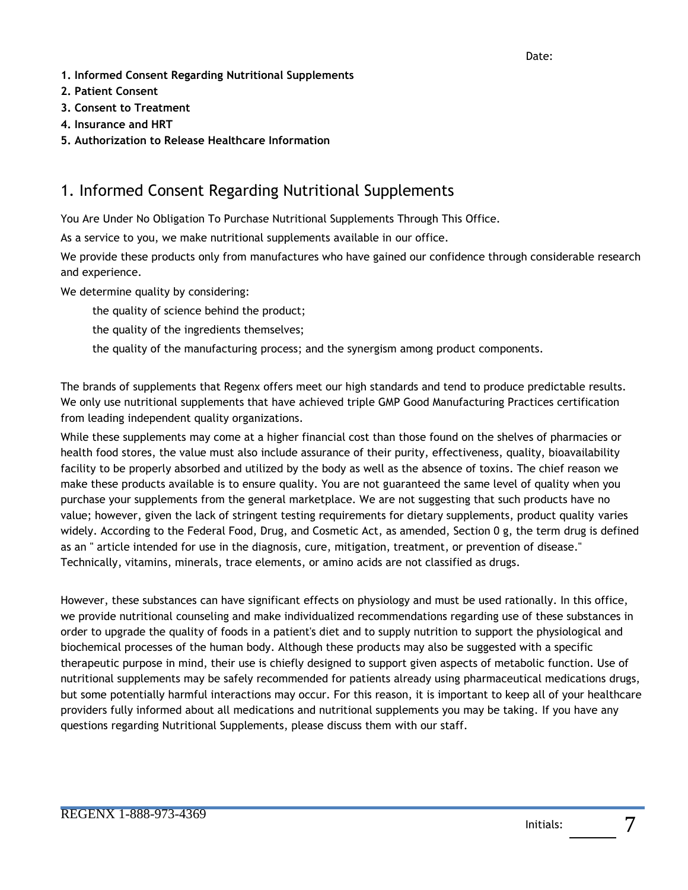Date:

1. **Informed Consent Regarding Nutritional Supplements**
2. **Patient Consent**
3. **Consent to Treatment**
4. **Insurance and HRT**
5. **Authorization to Release Healthcare Information**

## 1. Informed Consent Regarding Nutritional Supplements

You Are Under No Obligation To Purchase Nutritional Supplements Through This Office.

As a service to you, we make nutritional supplements available in our office.

We provide these products only from manufactures who have gained our confidence through considerable research and experience.

We determine quality by considering:

the quality of science behind the product;

the quality of the ingredients themselves;

the quality of the manufacturing process; and the synergism among product components.

The brands of supplements that Regenx offers meet our high standards and tend to produce predictable results. We only use nutritional supplements that have achieved triple GMP Good Manufacturing Practices certification from leading independent quality organizations.

While these supplements may come at a higher financial cost than those found on the shelves of pharmacies or health food stores, the value must also include assurance of their purity, effectiveness, quality, bioavailability facility to be properly absorbed and utilized by the body as well as the absence of toxins. The chief reason we make these products available is to ensure quality. You are not guaranteed the same level of quality when you purchase your supplements from the general marketplace. We are not suggesting that such products have no value; however, given the lack of stringent testing requirements for dietary supplements, product quality varies widely. According to the Federal Food, Drug, and Cosmetic Act, as amended, Section 0 g, the term drug is defined as an " article intended for use in the diagnosis, cure, mitigation, treatment, or prevention of disease." Technically, vitamins, minerals, trace elements, or amino acids are not classified as drugs.

However, these substances can have significant effects on physiology and must be used rationally. In this office, we provide nutritional counseling and make individualized recommendations regarding use of these substances in order to upgrade the quality of foods in a patient's diet and to supply nutrition to support the physiological and biochemical processes of the human body. Although these products may also be suggested with a specific therapeutic purpose in mind, their use is chiefly designed to support given aspects of metabolic function. Use of nutritional supplements may be safely recommended for patients already using pharmaceutical medications drugs, but some potentially harmful interactions may occur. For this reason, it is important to keep all of your healthcare providers fully informed about all medications and nutritional supplements you may be taking. If you have any questions regarding Nutritional Supplements, please discuss them with our staff.

Initials: ______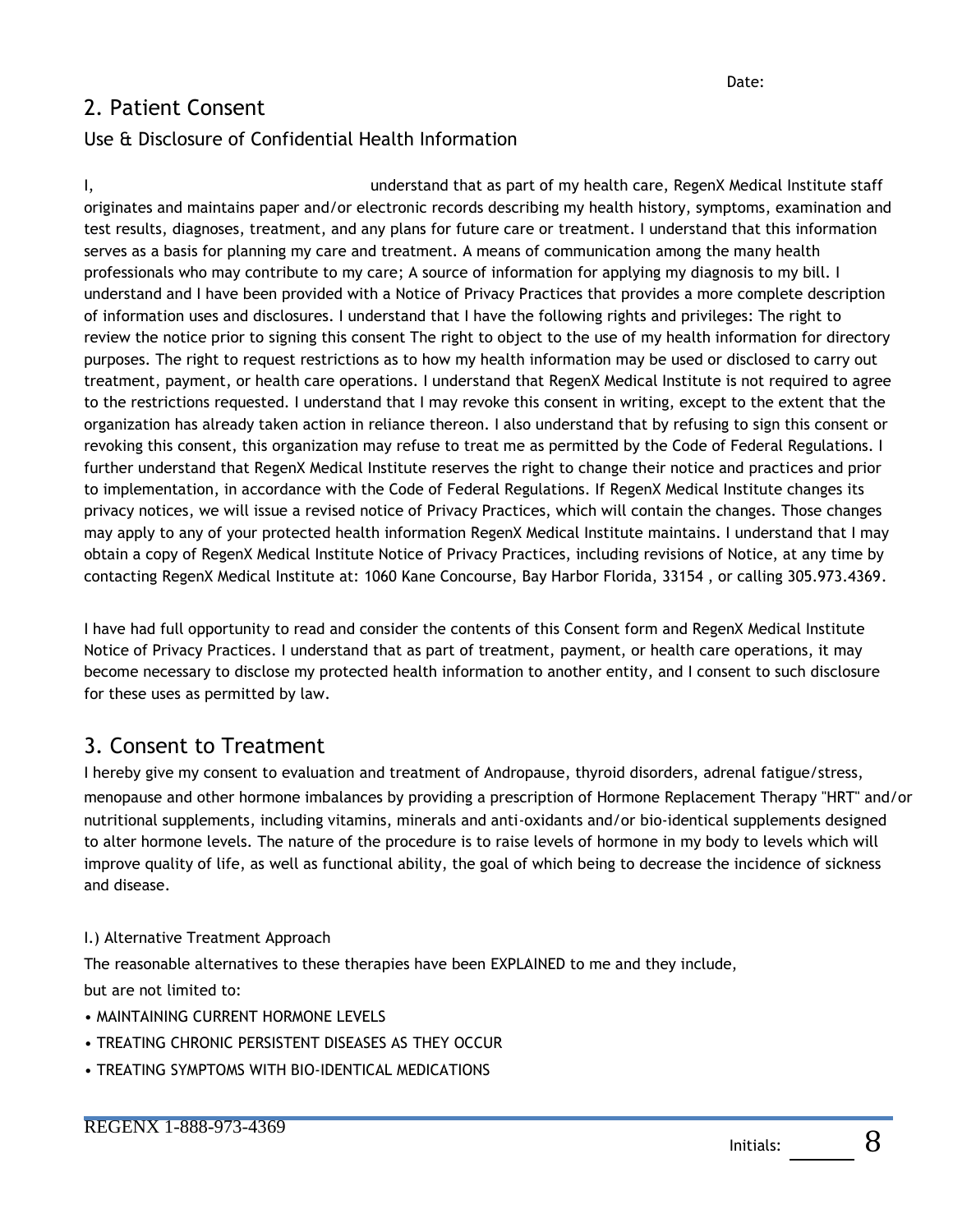Date:

## 2. Patient Consent

### Use & Disclosure of Confidential Health Information

I, understand that as part of my health care, RegenX Medical Institute staff originates and maintains paper and/or electronic records describing my health history, symptoms, examination and test results, diagnoses, treatment, and any plans for future care or treatment. I understand that this information serves as a basis for planning my care and treatment. A means of communication among the many health professionals who may contribute to my care; A source of information for applying my diagnosis to my bill. I understand and I have been provided with a Notice of Privacy Practices that provides a more complete description of information uses and disclosures. I understand that I have the following rights and privileges: The right to review the notice prior to signing this consent The right to object to the use of my health information for directory purposes. The right to request restrictions as to how my health information may be used or disclosed to carry out treatment, payment, or health care operations. I understand that RegenX Medical Institute is not required to agree to the restrictions requested. I understand that I may revoke this consent in writing, except to the extent that the organization has already taken action in reliance thereon. I also understand that by refusing to sign this consent or revoking this consent, this organization may refuse to treat me as permitted by the Code of Federal Regulations. I further understand that RegenX Medical Institute reserves the right to change their notice and practices and prior to implementation, in accordance with the Code of Federal Regulations. If RegenX Medical Institute changes its privacy notices, we will issue a revised notice of Privacy Practices, which will contain the changes. Those changes may apply to any of your protected health information RegenX Medical Institute maintains. I understand that I may obtain a copy of RegenX Medical Institute Notice of Privacy Practices, including revisions of Notice, at any time by contacting RegenX Medical Institute at: 1060 Kane Concourse, Bay Harbor Florida, 33154 , or calling 305.973.4369.

I have had full opportunity to read and consider the contents of this Consent form and RegenX Medical Institute Notice of Privacy Practices. I understand that as part of treatment, payment, or health care operations, it may become necessary to disclose my protected health information to another entity, and I consent to such disclosure for these uses as permitted by law.

## 3. Consent to Treatment

I hereby give my consent to evaluation and treatment of Andropause, thyroid disorders, adrenal fatigue/stress, menopause and other hormone imbalances by providing a prescription of Hormone Replacement Therapy "HRT" and/or nutritional supplements, including vitamins, minerals and anti-oxidants and/or bio-identical supplements designed to alter hormone levels. The nature of the procedure is to raise levels of hormone in my body to levels which will improve quality of life, as well as functional ability, the goal of which being to decrease the incidence of sickness and disease.

I.) Alternative Treatment Approach

The reasonable alternatives to these therapies have been EXPLAINED to me and they include, but are not limited to:

- MAINTAINING CURRENT HORMONE LEVELS
- TREATING CHRONIC PERSISTENT DISEASES AS THEY OCCUR
- TREATING SYMPTOMS WITH BIO-IDENTICAL MEDICATIONS

Initials: ______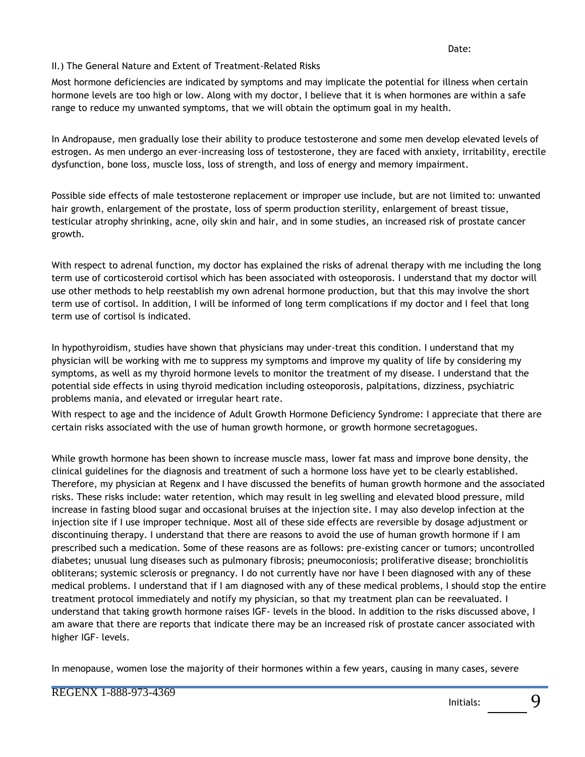Date:

II.) The General Nature and Extent of Treatment-Related Risks

Most hormone deficiencies are indicated by symptoms and may implicate the potential for illness when certain hormone levels are too high or low. Along with my doctor, I believe that it is when hormones are within a safe range to reduce my unwanted symptoms, that we will obtain the optimum goal in my health.

In Andropause, men gradually lose their ability to produce testosterone and some men develop elevated levels of estrogen. As men undergo an ever-increasing loss of testosterone, they are faced with anxiety, irritability, erectile dysfunction, bone loss, muscle loss, loss of strength, and loss of energy and memory impairment.

Possible side effects of male testosterone replacement or improper use include, but are not limited to: unwanted hair growth, enlargement of the prostate, loss of sperm production sterility, enlargement of breast tissue, testicular atrophy shrinking, acne, oily skin and hair, and in some studies, an increased risk of prostate cancer growth.

With respect to adrenal function, my doctor has explained the risks of adrenal therapy with me including the long term use of corticosteroid cortisol which has been associated with osteoporosis. I understand that my doctor will use other methods to help reestablish my own adrenal hormone production, but that this may involve the short term use of cortisol. In addition, I will be informed of long term complications if my doctor and I feel that long term use of cortisol is indicated.

In hypothyroidism, studies have shown that physicians may under-treat this condition. I understand that my physician will be working with me to suppress my symptoms and improve my quality of life by considering my symptoms, as well as my thyroid hormone levels to monitor the treatment of my disease. I understand that the potential side effects in using thyroid medication including osteoporosis, palpitations, dizziness, psychiatric problems mania, and elevated or irregular heart rate.

With respect to age and the incidence of Adult Growth Hormone Deficiency Syndrome: I appreciate that there are certain risks associated with the use of human growth hormone, or growth hormone secretagogues.

While growth hormone has been shown to increase muscle mass, lower fat mass and improve bone density, the clinical guidelines for the diagnosis and treatment of such a hormone loss have yet to be clearly established. Therefore, my physician at Regenx and I have discussed the benefits of human growth hormone and the associated risks. These risks include: water retention, which may result in leg swelling and elevated blood pressure, mild increase in fasting blood sugar and occasional bruises at the injection site. I may also develop infection at the injection site if I use improper technique. Most all of these side effects are reversible by dosage adjustment or discontinuing therapy. I understand that there are reasons to avoid the use of human growth hormone if I am prescribed such a medication. Some of these reasons are as follows: pre-existing cancer or tumors; uncontrolled diabetes; unusual lung diseases such as pulmonary fibrosis; pneumoconiosis; proliferative disease; bronchiolitis obliterans; systemic sclerosis or pregnancy. I do not currently have nor have I been diagnosed with any of these medical problems. I understand that if I am diagnosed with any of these medical problems, I should stop the entire treatment protocol immediately and notify my physician, so that my treatment plan can be reevaluated. I understand that taking growth hormone raises IGF- levels in the blood. In addition to the risks discussed above, I am aware that there are reports that indicate there may be an increased risk of prostate cancer associated with higher IGF- levels.

In menopause, women lose the majority of their hormones within a few years, causing in many cases, severe

Initials: ______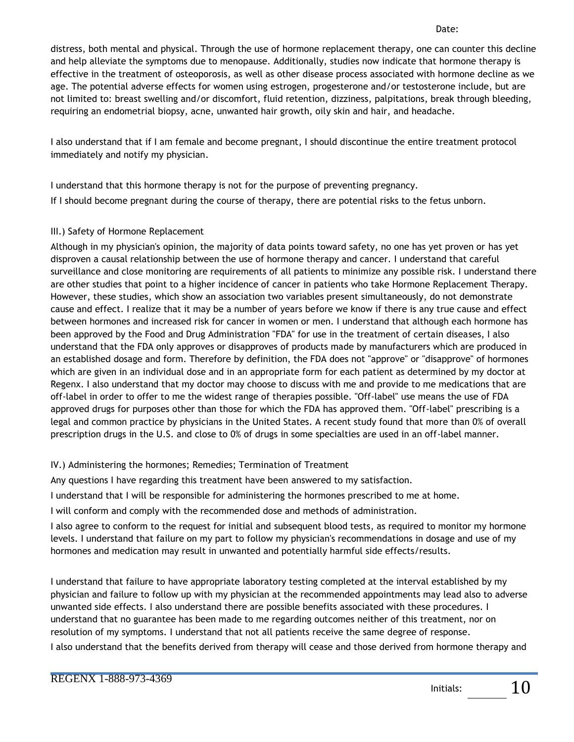distress, both mental and physical. Through the use of hormone replacement therapy, one can counter this decline and help alleviate the symptoms due to menopause. Additionally, studies now indicate that hormone therapy is effective in the treatment of osteoporosis, as well as other disease process associated with hormone decline as we age. The potential adverse effects for women using estrogen, progesterone and/or testosterone include, but are not limited to: breast swelling and/or discomfort, fluid retention, dizziness, palpitations, break through bleeding, requiring an endometrial biopsy, acne, unwanted hair growth, oily skin and hair, and headache.

I also understand that if I am female and become pregnant, I should discontinue the entire treatment protocol immediately and notify my physician.

I understand that this hormone therapy is not for the purpose of preventing pregnancy.

If I should become pregnant during the course of therapy, there are potential risks to the fetus unborn.

III.) Safety of Hormone Replacement

Although in my physician's opinion, the majority of data points toward safety, no one has yet proven or has yet disproven a causal relationship between the use of hormone therapy and cancer. I understand that careful surveillance and close monitoring are requirements of all patients to minimize any possible risk. I understand there are other studies that point to a higher incidence of cancer in patients who take Hormone Replacement Therapy. However, these studies, which show an association two variables present simultaneously, do not demonstrate cause and effect. I realize that it may be a number of years before we know if there is any true cause and effect between hormones and increased risk for cancer in women or men. I understand that although each hormone has been approved by the Food and Drug Administration "FDA" for use in the treatment of certain diseases, I also understand that the FDA only approves or disapproves of products made by manufacturers which are produced in an established dosage and form. Therefore by definition, the FDA does not "approve" or "disapprove" of hormones which are given in an individual dose and in an appropriate form for each patient as determined by my doctor at Regenx. I also understand that my doctor may choose to discuss with me and provide to me medications that are off-label in order to offer to me the widest range of therapies possible. "Off-label" use means the use of FDA approved drugs for purposes other than those for which the FDA has approved them. "Off-label" prescribing is a legal and common practice by physicians in the United States. A recent study found that more than 0% of overall prescription drugs in the U.S. and close to 0% of drugs in some specialties are used in an off-label manner.

IV.) Administering the hormones; Remedies; Termination of Treatment

Any questions I have regarding this treatment have been answered to my satisfaction.

I understand that I will be responsible for administering the hormones prescribed to me at home.

I will conform and comply with the recommended dose and methods of administration.

I also agree to conform to the request for initial and subsequent blood tests, as required to monitor my hormone levels. I understand that failure on my part to follow my physician's recommendations in dosage and use of my hormones and medication may result in unwanted and potentially harmful side effects/results.

I understand that failure to have appropriate laboratory testing completed at the interval established by my physician and failure to follow up with my physician at the recommended appointments may lead also to adverse unwanted side effects. I also understand there are possible benefits associated with these procedures. I understand that no guarantee has been made to me regarding outcomes neither of this treatment, nor on resolution of my symptoms. I understand that not all patients receive the same degree of response.

I also understand that the benefits derived from therapy will cease and those derived from hormone therapy and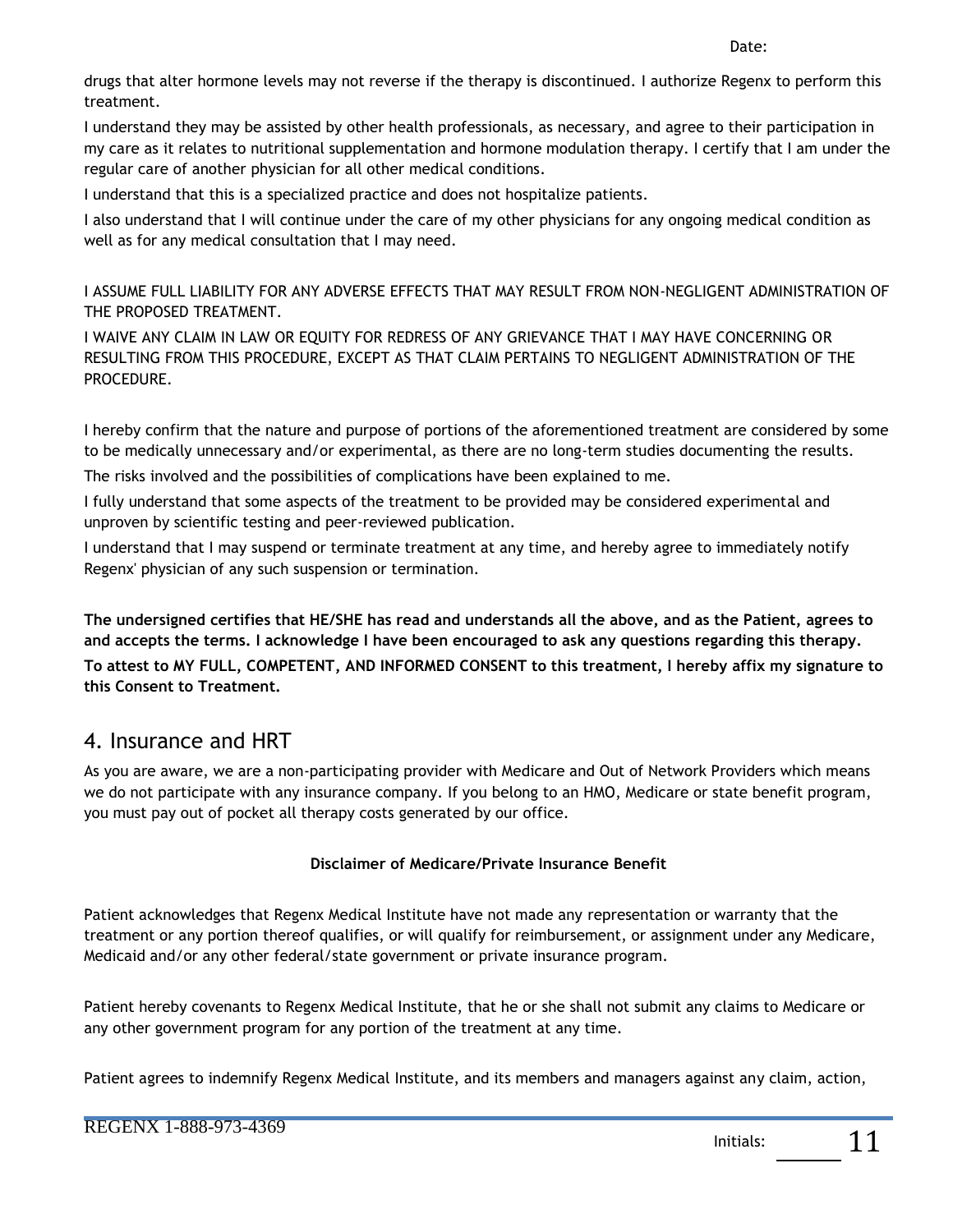drugs that alter hormone levels may not reverse if the therapy is discontinued. I authorize Regenx to perform this treatment.

I understand they may be assisted by other health professionals, as necessary, and agree to their participation in my care as it relates to nutritional supplementation and hormone modulation therapy. I certify that I am under the regular care of another physician for all other medical conditions.

I understand that this is a specialized practice and does not hospitalize patients.

I also understand that I will continue under the care of my other physicians for any ongoing medical condition as well as for any medical consultation that I may need.

I ASSUME FULL LIABILITY FOR ANY ADVERSE EFFECTS THAT MAY RESULT FROM NON-NEGLIGENT ADMINISTRATION OF THE PROPOSED TREATMENT.

I WAIVE ANY CLAIM IN LAW OR EQUITY FOR REDRESS OF ANY GRIEVANCE THAT I MAY HAVE CONCERNING OR RESULTING FROM THIS PROCEDURE, EXCEPT AS THAT CLAIM PERTAINS TO NEGLIGENT ADMINISTRATION OF THE PROCEDURE.

I hereby confirm that the nature and purpose of portions of the aforementioned treatment are considered by some to be medically unnecessary and/or experimental, as there are no long-term studies documenting the results.

The risks involved and the possibilities of complications have been explained to me.

I fully understand that some aspects of the treatment to be provided may be considered experimental and unproven by scientific testing and peer-reviewed publication.

I understand that I may suspend or terminate treatment at any time, and hereby agree to immediately notify Regenx' physician of any such suspension or termination.

**The undersigned certifies that HE/SHE has read and understands all the above, and as the Patient, agrees to and accepts the terms. I acknowledge I have been encouraged to ask any questions regarding this therapy.**

**To attest to MY FULL, COMPETENT, AND INFORMED CONSENT to this treatment, I hereby affix my signature to this Consent to Treatment.**

## 4. Insurance and HRT

As you are aware, we are a non-participating provider with Medicare and Out of Network Providers which means we do not participate with any insurance company. If you belong to an HMO, Medicare or state benefit program, you must pay out of pocket all therapy costs generated by our office.

**Disclaimer of Medicare/Private Insurance Benefit**

Patient acknowledges that Regenx Medical Institute have not made any representation or warranty that the treatment or any portion thereof qualifies, or will qualify for reimbursement, or assignment under any Medicare, Medicaid and/or any other federal/state government or private insurance program.

Patient hereby covenants to Regenx Medical Institute, that he or she shall not submit any claims to Medicare or any other government program for any portion of the treatment at any time.

Patient agrees to indemnify Regenx Medical Institute, and its members and managers against any claim, action,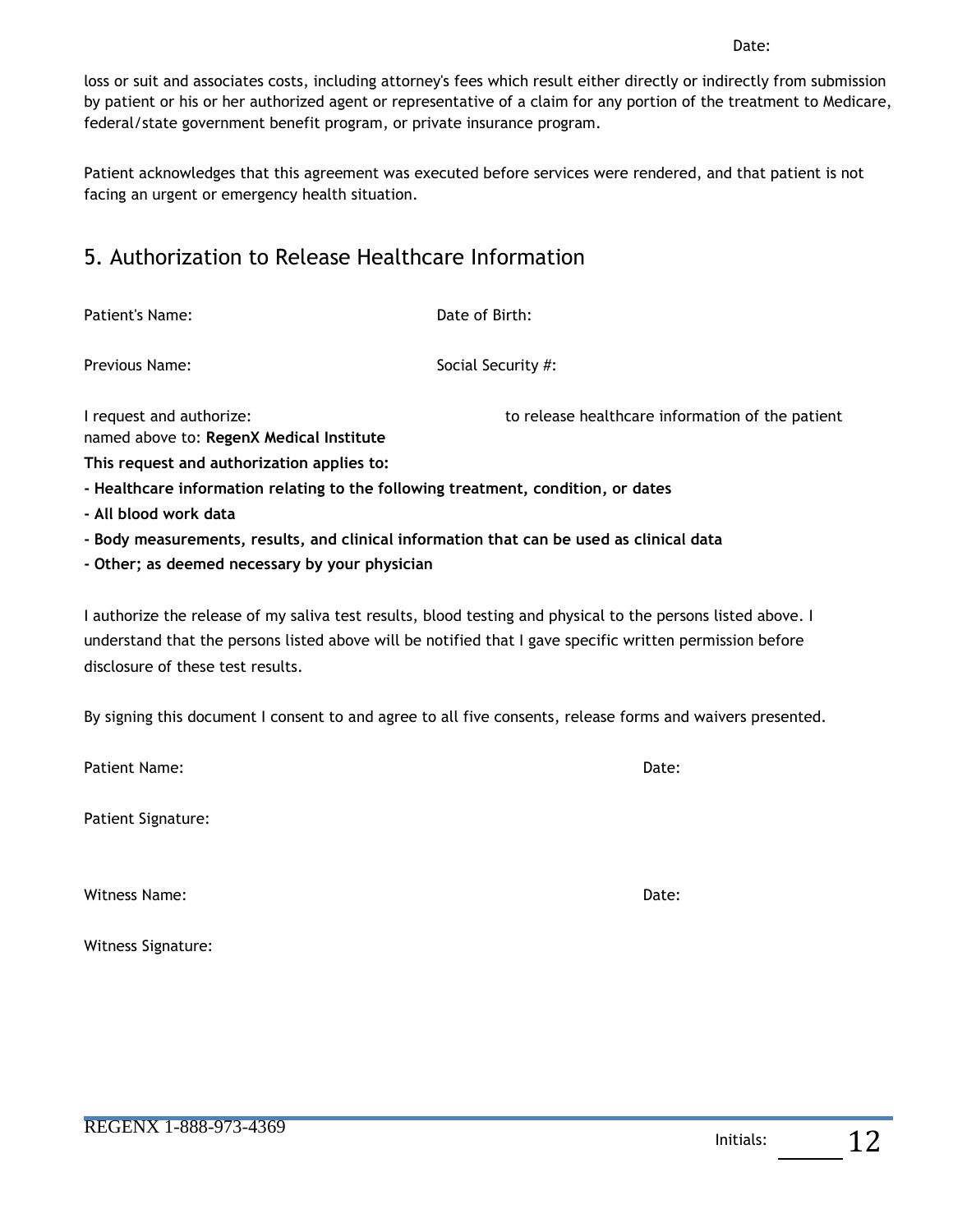Date:

loss or suit and associates costs, including attorney's fees which result either directly or indirectly from submission by patient or his or her authorized agent or representative of a claim for any portion of the treatment to Medicare, federal/state government benefit program, or private insurance program.

Patient acknowledges that this agreement was executed before services were rendered, and that patient is not facing an urgent or emergency health situation.

## 5. Authorization to Release Healthcare Information

Patient's Name: Date of Birth:

Previous Name: Social Security #:

I request and authorize: to release healthcare information of the patient named above to: **RegenX Medical Institute**

**This request and authorization applies to:**

**- Healthcare information relating to the following treatment, condition, or dates**

**- All blood work data**

**- Body measurements, results, and clinical information that can be used as clinical data**

**- Other; as deemed necessary by your physician**

I authorize the release of my saliva test results, blood testing and physical to the persons listed above. I understand that the persons listed above will be notified that I gave specific written permission before disclosure of these test results.

By signing this document I consent to and agree to all five consents, release forms and waivers presented.

Patient Name: Date:

Patient Signature:

Witness Name: Date:

Witness Signature:

REGENX 1-888-973-4369

Initials: \_\_\_\_\_\_